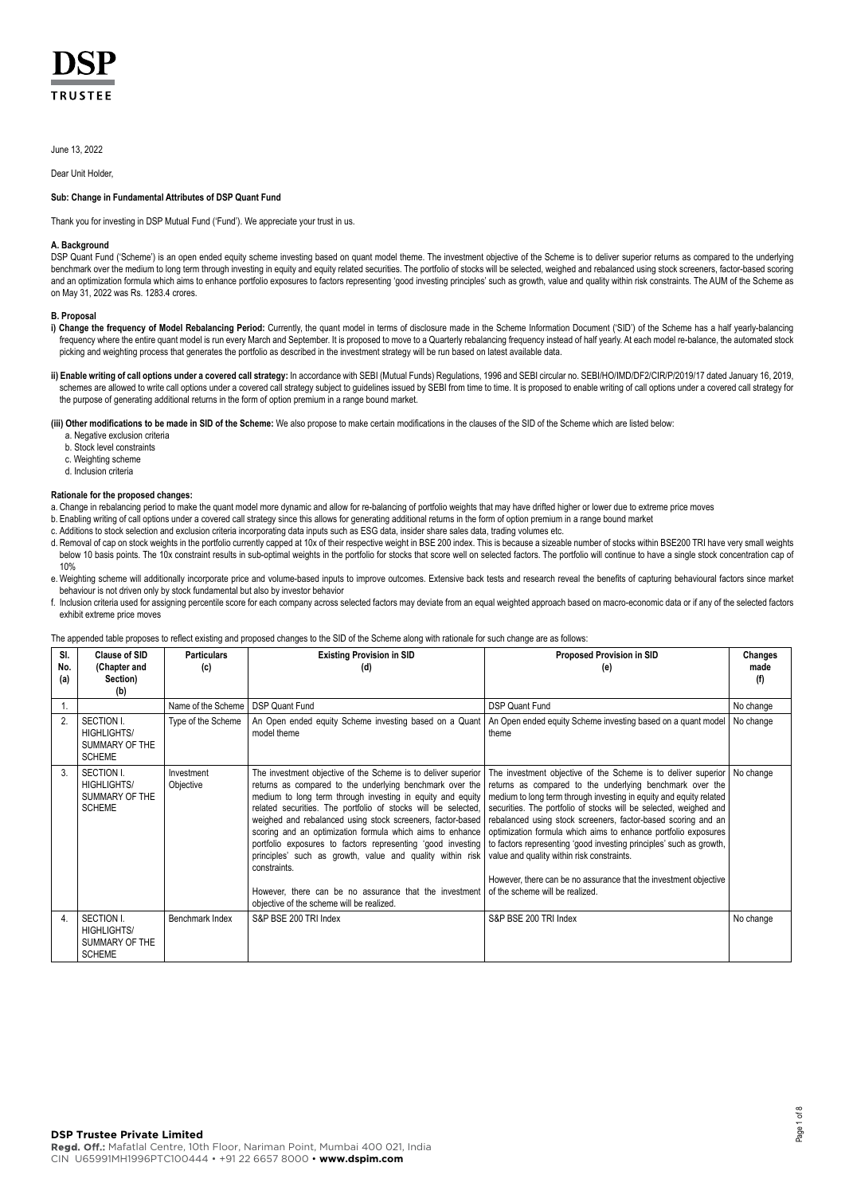# DSP
**TRUSTEE**

June 13, 2022

Dear Unit Holder,

**Sub: Change in Fundamental Attributes of DSP Quant Fund**

Thank you for investing in DSP Mutual Fund ('Fund'). We appreciate your trust in us.

**A. Background**

DSP Quant Fund ('Scheme') is an open ended equity scheme investing based on quant model theme. The investment objective of the Scheme is to deliver superior returns as compared to the underlying benchmark over the medium to long term through investing in equity and equity related securities. The portfolio of stocks will be selected, weighed and rebalanced using stock screeners, factor-based scoring and an optimization formula which aims to enhance portfolio exposures to factors representing 'good investing principles' such as growth, value and quality within risk constraints. The AUM of the Scheme as on May 31, 2022 was Rs. 1283.4 crores.

**B. Proposal**

**i) Change the frequency of Model Rebalancing Period:** Currently, the quant model in terms of disclosure made in the Scheme Information Document ('SID') of the Scheme has a half yearly-balancing frequency where the entire quant model is run every March and September. It is proposed to move to a Quarterly rebalancing frequency instead of half yearly. At each model re-balance, the automated stock picking and weighting process that generates the portfolio as described in the investment strategy will be run based on latest available data.

**ii) Enable writing of call options under a covered call strategy:** In accordance with SEBI (Mutual Funds) Regulations, 1996 and SEBI circular no. SEBI/HO/IMD/DF2/CIR/P/2019/17 dated January 16, 2019, schemes are allowed to write call options under a covered call strategy subject to guidelines issued by SEBI from time to time. It is proposed to enable writing of call options under a covered call strategy for the purpose of generating additional returns in the form of option premium in a range bound market.

**(iii) Other modifications to be made in SID of the Scheme:** We also propose to make certain modifications in the clauses of the SID of the Scheme which are listed below:

a. Negative exclusion criteria
b. Stock level constraints
c. Weighting scheme
d. Inclusion criteria

**Rationale for the proposed changes:**

a. Change in rebalancing period to make the quant model more dynamic and allow for re-balancing of portfolio weights that may have drifted higher or lower due to extreme price moves
b. Enabling writing of call options under a covered call strategy since this allows for generating additional returns in the form of option premium in a range bound market
c. Additions to stock selection and exclusion criteria incorporating data inputs such as ESG data, insider share sales data, trading volumes etc.
d. Removal of cap on stock weights in the portfolio currently capped at 10x of their respective weight in BSE 200 index. This is because a sizeable number of stocks within BSE200 TRI have very small weights below 10 basis points. The 10x constraint results in sub-optimal weights in the portfolio for stocks that score well on selected factors. The portfolio will continue to have a single stock concentration cap of 10%
e. Weighting scheme will additionally incorporate price and volume-based inputs to improve outcomes. Extensive back tests and research reveal the benefits of capturing behavioural factors since market behaviour is not driven only by stock fundamental but also by investor behavior
f. Inclusion criteria used for assigning percentile score for each company across selected factors may deviate from an equal weighted approach based on macro-economic data or if any of the selected factors exhibit extreme price moves

The appended table proposes to reflect existing and proposed changes to the SID of the Scheme along with rationale for such change are as follows:

| Sl. No. (a) | Clause of SID (Chapter and Section) (b) | Particulars (c) | Existing Provision in SID (d) | Proposed Provision in SID (e) | Changes made (f) |
|---|---|---|---|---|---|
| 1. | | Name of the Scheme | DSP Quant Fund | DSP Quant Fund | No change |
| 2. | SECTION I. HIGHLIGHTS/ SUMMARY OF THE SCHEME | Type of the Scheme | An Open ended equity Scheme investing based on a Quant model theme | An Open ended equity Scheme investing based on a quant model theme | No change |
| 3. | SECTION I. HIGHLIGHTS/ SUMMARY OF THE SCHEME | Investment Objective | The investment objective of the Scheme is to deliver superior returns as compared to the underlying benchmark over the medium to long term through investing in equity and equity related securities. The portfolio of stocks will be selected, weighed and rebalanced using stock screeners, factor-based scoring and an optimization formula which aims to enhance portfolio exposures to factors representing 'good investing principles' such as growth, value and quality within risk constraints.<br><br>However, there can be no assurance that the investment objective of the scheme will be realized. | The investment objective of the Scheme is to deliver superior returns as compared to the underlying benchmark over the medium to long term through investing in equity and equity related securities. The portfolio of stocks will be selected, weighed and rebalanced using stock screeners, factor-based scoring and an optimization formula which aims to enhance portfolio exposures to factors representing 'good investing principles' such as growth, value and quality within risk constraints.<br><br>However, there can be no assurance that the investment objective of the scheme will be realized. | No change |
| 4. | SECTION I. HIGHLIGHTS/ SUMMARY OF THE SCHEME | Benchmark Index | S&P BSE 200 TRI Index | S&P BSE 200 TRI Index | No change |

**DSP Trustee Private Limited**
**Regd. Off.:** Mafatlal Centre, 10th Floor, Nariman Point, Mumbai 400 021, India
CIN U65991MH1996PTC100444 • +91 22 6657 8000 • **www.dspim.com**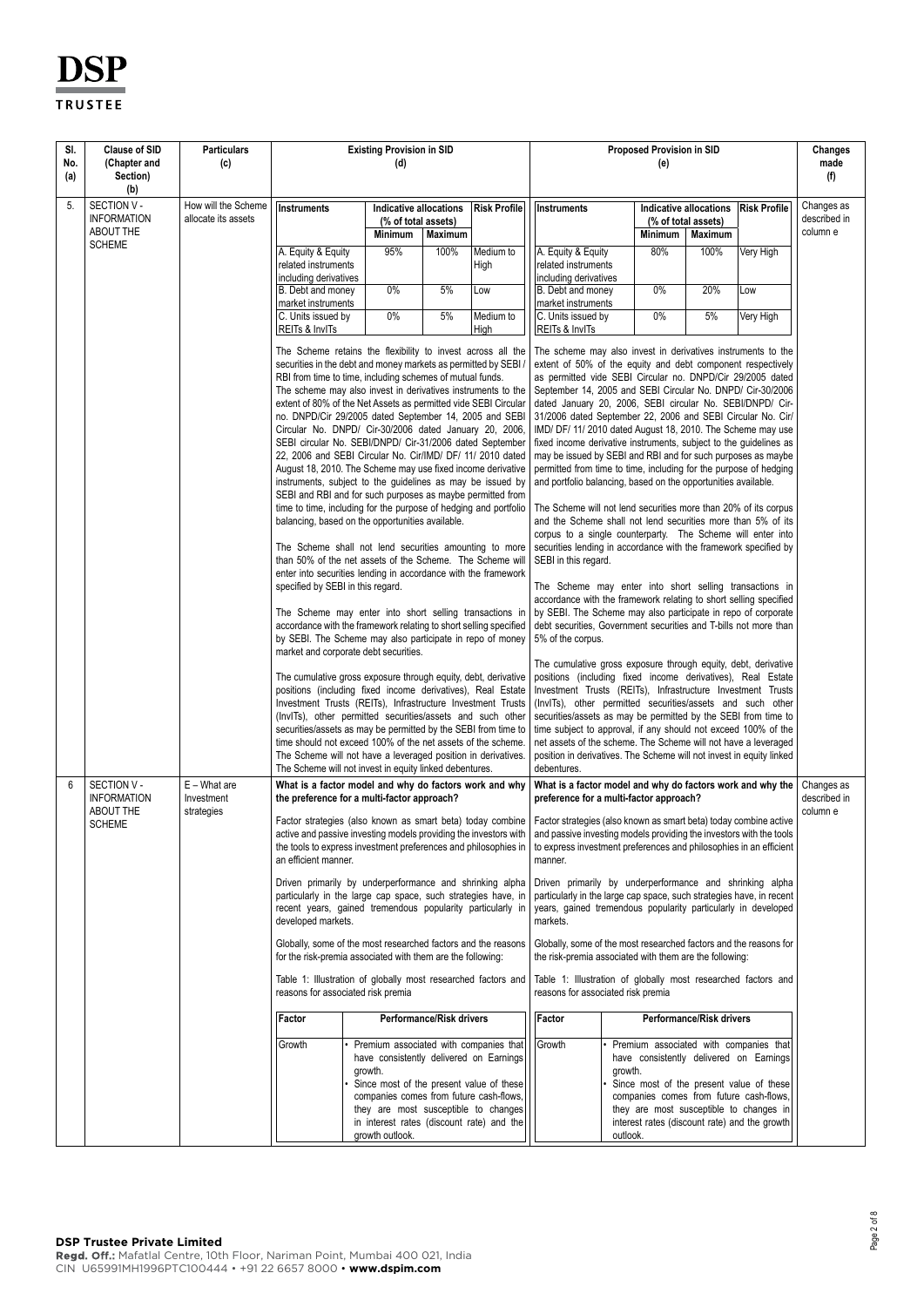| Sl. No. (a) | Clause of SID (Chapter and Section) (b) | Particulars (c) | Existing Provision in SID (d) | Proposed Provision in SID (e) | Changes made (f) |
|---|---|---|---|---|---|
| 5. | SECTION V - INFORMATION ABOUT THE SCHEME | How will the Scheme allocate its assets | **Instruments** / **Indicative allocations (% of total assets) Minimum / Maximum** / **Risk Profile**<br>A. Equity & Equity related instruments including derivatives: 95% / 100% / Medium to High<br>B. Debt and money market instruments: 0% / 5% / Low<br>C. Units issued by REITs & InvITs: 0% / 5% / Medium to High<br><br>The Scheme retains the flexibility to invest across all the securities in the debt and money markets as permitted by SEBI / RBI from time to time, including schemes of mutual funds.<br>The scheme may also invest in derivatives instruments to the extent of 80% of the Net Assets as permitted vide SEBI Circular no. DNPD/Cir 29/2005 dated September 14, 2005 and SEBI Circular No. DNPD/ Cir-30/2006 dated January 20, 2006, SEBI circular No. SEBI/DNPD/ Cir-31/2006 dated September 22, 2006 and SEBI Circular No. Cir/IMD/ DF/ 11/ 2010 dated August 18, 2010. The Scheme may use fixed income derivative instruments, subject to the guidelines as may be issued by SEBI and RBI and for such purposes as maybe permitted from time to time, including for the purpose of hedging and portfolio balancing, based on the opportunities available.<br><br>The Scheme shall not lend securities amounting to more than 50% of the net assets of the Scheme. The Scheme will enter into securities lending in accordance with the framework specified by SEBI in this regard.<br><br>The Scheme may enter into short selling transactions in accordance with the framework relating to short selling specified by SEBI. The Scheme may also participate in repo of money market and corporate debt securities.<br><br>The cumulative gross exposure through equity, debt, derivative positions (including fixed income derivatives), Real Estate Investment Trusts (REITs), Infrastructure Investment Trusts (InvITs), other permitted securities/assets and such other securities/assets as may be permitted by the SEBI from time to time should not exceed 100% of the net assets of the scheme. The Scheme will not have a leveraged position in derivatives. The Scheme will not invest in equity linked debentures. | **Instruments** / **Indicative allocations (% of total assets) Minimum / Maximum** / **Risk Profile**<br>A. Equity & Equity related instruments including derivatives: 80% / 100% / Very High<br>B. Debt and money market instruments: 0% / 20% / Low<br>C. Units issued by REITs & InvITs: 0% / 5% / Very High<br><br>The scheme may also invest in derivatives instruments to the extent of 50% of the equity and debt component respectively as permitted vide SEBI Circular no. DNPD/Cir 29/2005 dated September 14, 2005 and SEBI Circular No. DNPD/ Cir-30/2006 dated January 20, 2006, SEBI circular No. SEBI/DNPD/ Cir-31/2006 dated September 22, 2006 and SEBI Circular No. Cir/ IMD/ DF/ 11/ 2010 dated August 18, 2010. The Scheme may use fixed income derivative instruments, subject to the guidelines as may be issued by SEBI and RBI and for such purposes as maybe permitted from time to time, including for the purpose of hedging and portfolio balancing, based on the opportunities available.<br><br>The Scheme will not lend securities more than 20% of its corpus and the Scheme shall not lend securities more than 5% of its corpus to a single counterparty. The Scheme will enter into securities lending in accordance with the framework specified by SEBI in this regard.<br><br>The Scheme may enter into short selling transactions in accordance with the framework relating to short selling specified by SEBI. The Scheme may also participate in repo of corporate debt securities, Government securities and T-bills not more than 5% of the corpus.<br><br>The cumulative gross exposure through equity, debt, derivative positions (including fixed income derivatives), Real Estate Investment Trusts (REITs), Infrastructure Investment Trusts (InvITs), other permitted securities/assets and such other securities/assets as may be permitted by the SEBI from time to time subject to approval, if any should not exceed 100% of the net assets of the scheme. The Scheme will not have a leveraged position in derivatives. The Scheme will not invest in equity linked debentures. | Changes as described in column e |
| 6 | SECTION V - INFORMATION ABOUT THE SCHEME | E – What are Investment strategies | **What is a factor model and why do factors work and why the preference for a multi-factor approach?**<br><br>Factor strategies (also known as smart beta) today combine active and passive investing models providing the investors with the tools to express investment preferences and philosophies in an efficient manner.<br><br>Driven primarily by underperformance and shrinking alpha particularly in the large cap space, such strategies have, in recent years, gained tremendous popularity particularly in developed markets.<br><br>Globally, some of the most researched factors and the reasons for the risk-premia associated with them are the following:<br><br>Table 1: Illustration of globally most researched factors and reasons for associated risk premia<br><br>**Factor** / **Performance/Risk drivers**<br>Growth: • Premium associated with companies that have consistently delivered on Earnings growth. • Since most of the present value of these companies comes from future cash-flows, they are most susceptible to changes in interest rates (discount rate) and the growth outlook. | **What is a factor model and why do factors work and why the preference for a multi-factor approach?**<br><br>Factor strategies (also known as smart beta) today combine active and passive investing models providing the investors with the tools to express investment preferences and philosophies in an efficient manner.<br><br>Driven primarily by underperformance and shrinking alpha particularly in the large cap space, such strategies have, in recent years, gained tremendous popularity particularly in developed markets.<br><br>Globally, some of the most researched factors and the reasons for the risk-premia associated with them are the following:<br><br>Table 1: Illustration of globally most researched factors and reasons for associated risk premia<br><br>**Factor** / **Performance/Risk drivers**<br>Growth: • Premium associated with companies that have consistently delivered on Earnings growth. • Since most of the present value of these companies comes from future cash-flows, they are most susceptible to changes in interest rates (discount rate) and the growth outlook. | Changes as described in column e |

**DSP Trustee Private Limited**
Regd. Off.: Mafatlal Centre, 10th Floor, Nariman Point, Mumbai 400 021, India
CIN U65991MH1996PTC100444 • +91 22 6657 8000 • www.dspim.com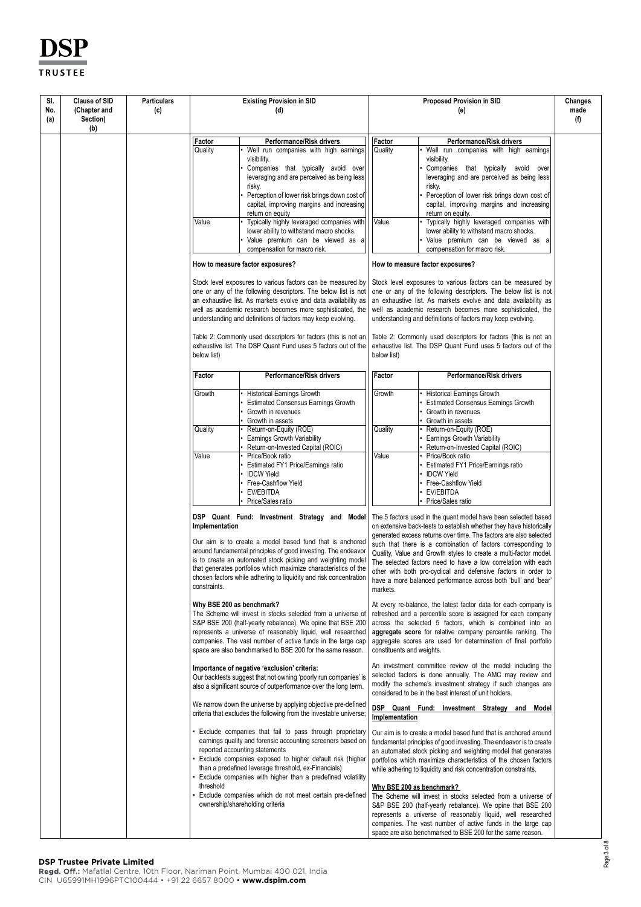**DSP TRUSTEE**

| Sl. No. (a) | Clause of SID (Chapter and Section) (b) | Particulars (c) | Existing Provision in SID (d) | Proposed Provision in SID (e) | Changes made (f) |
|---|---|---|---|---|---|
| | | | **Factor** / **Performance/Risk drivers**<br><br>Quality: • Well run companies with high earnings visibility. • Companies that typically avoid over leveraging and are perceived as being less risky. • Perception of lower risk brings down cost of capital, improving margins and increasing return on equity<br><br>Value: • Typically highly leveraged companies with lower ability to withstand macro shocks. • Value premium can be viewed as a compensation for macro risk.<br><br>**How to measure factor exposures?**<br><br>Stock level exposures to various factors can be measured by one or any of the following descriptors. The below list is not an exhaustive list. As markets evolve and data availability as well as academic research becomes more sophisticated, the understanding and definitions of factors may keep evolving.<br><br>Table 2: Commonly used descriptors for factors (this is not an exhaustive list. The DSP Quant Fund uses 5 factors out of the below list)<br><br>**Factor** / **Performance/Risk drivers**<br><br>Growth: • Historical Earnings Growth • Estimated Consensus Earnings Growth • Growth in revenues • Growth in assets<br><br>Quality: • Return-on-Equity (ROE) • Earnings Growth Variability • Return-on-Invested Capital (ROIC)<br><br>Value: • Price/Book ratio • Estimated FY1 Price/Earnings ratio • IDCW Yield • Free-Cashflow Yield • EV/EBITDA • Price/Sales ratio<br><br>**DSP Quant Fund: Investment Strategy and Model Implementation**<br><br>Our aim is to create a model based fund that is anchored around fundamental principles of good investing. The endeavor is to create an automated stock picking and weighting model that generates portfolios which maximize characteristics of the chosen factors while adhering to liquidity and risk concentration constraints.<br><br>**Why BSE 200 as benchmark?**<br>The Scheme will invest in stocks selected from a universe of S&P BSE 200 (half-yearly rebalance). We opine that BSE 200 represents a universe of reasonably liquid, well researched companies. The vast number of active funds in the large cap space are also benchmarked to BSE 200 for the same reason.<br><br>**Importance of negative 'exclusion' criteria:**<br>Our backtests suggest that not owning 'poorly run companies' is also a significant source of outperformance over the long term.<br><br>We narrow down the universe by applying objective pre-defined criteria that excludes the following from the investable universe;<br><br>• Exclude companies that fail to pass through proprietary earnings quality and forensic accounting screeners based on reported accounting statements<br>• Exclude companies exposed to higher default risk (higher than a predefined leverage threshold, ex-Financials)<br>• Exclude companies with higher than a predefined volatility threshold<br>• Exclude companies which do not meet certain pre-defined ownership/shareholding criteria | **Factor** / **Performance/Risk drivers**<br><br>Quality: • Well run companies with high earnings visibility. • Companies that typically avoid over leveraging and are perceived as being less risky. • Perception of lower risk brings down cost of capital, improving margins and increasing return on equity.<br><br>Value: • Typically highly leveraged companies with lower ability to withstand macro shocks. • Value premium can be viewed as a compensation for macro risk.<br><br>**How to measure factor exposures?**<br><br>Stock level exposures to various factors can be measured by one or any of the following descriptors. The below list is not an exhaustive list. As markets evolve and data availability as well as academic research becomes more sophisticated, the understanding and definitions of factors may keep evolving.<br><br>Table 2: Commonly used descriptors for factors (this is not an exhaustive list. The DSP Quant Fund uses 5 factors out of the below list)<br><br>**Factor** / **Performance/Risk drivers**<br><br>Growth: • Historical Earnings Growth • Estimated Consensus Earnings Growth • Growth in revenues • Growth in assets<br><br>Quality: • Return-on-Equity (ROE) • Earnings Growth Variability • Return-on-Invested Capital (ROIC)<br><br>Value: • Price/Book ratio • Estimated FY1 Price/Earnings ratio • IDCW Yield • Free-Cashflow Yield • EV/EBITDA • Price/Sales ratio<br><br>The 5 factors used in the quant model have been selected based on extensive back-tests to establish whether they have historically generated excess returns over time. The factors are also selected such that there is a combination of factors corresponding to Quality, Value and Growth styles to create a multi-factor model. The selected factors need to have a low correlation with each other with both pro-cyclical and defensive factors in order to have a more balanced performance across both 'bull' and 'bear' markets.<br><br>At every re-balance, the latest factor data for each company is refreshed and a percentile score is assigned for each company across the selected 5 factors, which is combined into an **aggregate score** for relative company percentile ranking. The aggregate scores are used for determination of final portfolio constituents and weights.<br><br>An investment committee review of the model including the selected factors is done annually. The AMC may review and modify the scheme's investment strategy if such changes are considered to be in the best interest of unit holders.<br><br>**DSP Quant Fund: Investment Strategy and Model Implementation**<br><br>Our aim is to create a model based fund that is anchored around fundamental principles of good investing. The endeavor is to create an automated stock picking and weighting model that generates portfolios which maximize characteristics of the chosen factors while adhering to liquidity and risk concentration constraints.<br><br>**Why BSE 200 as benchmark?**<br>The Scheme will invest in stocks selected from a universe of S&P BSE 200 (half-yearly rebalance). We opine that BSE 200 represents a universe of reasonably liquid, well researched companies. The vast number of active funds in the large cap space are also benchmarked to BSE 200 for the same reason. | |

**DSP Trustee Private Limited**
**Regd. Off.:** Mafatlal Centre, 10th Floor, Nariman Point, Mumbai 400 021, India
CIN U65991MH1996PTC100444 • +91 22 6657 8000 • **www.dspim.com**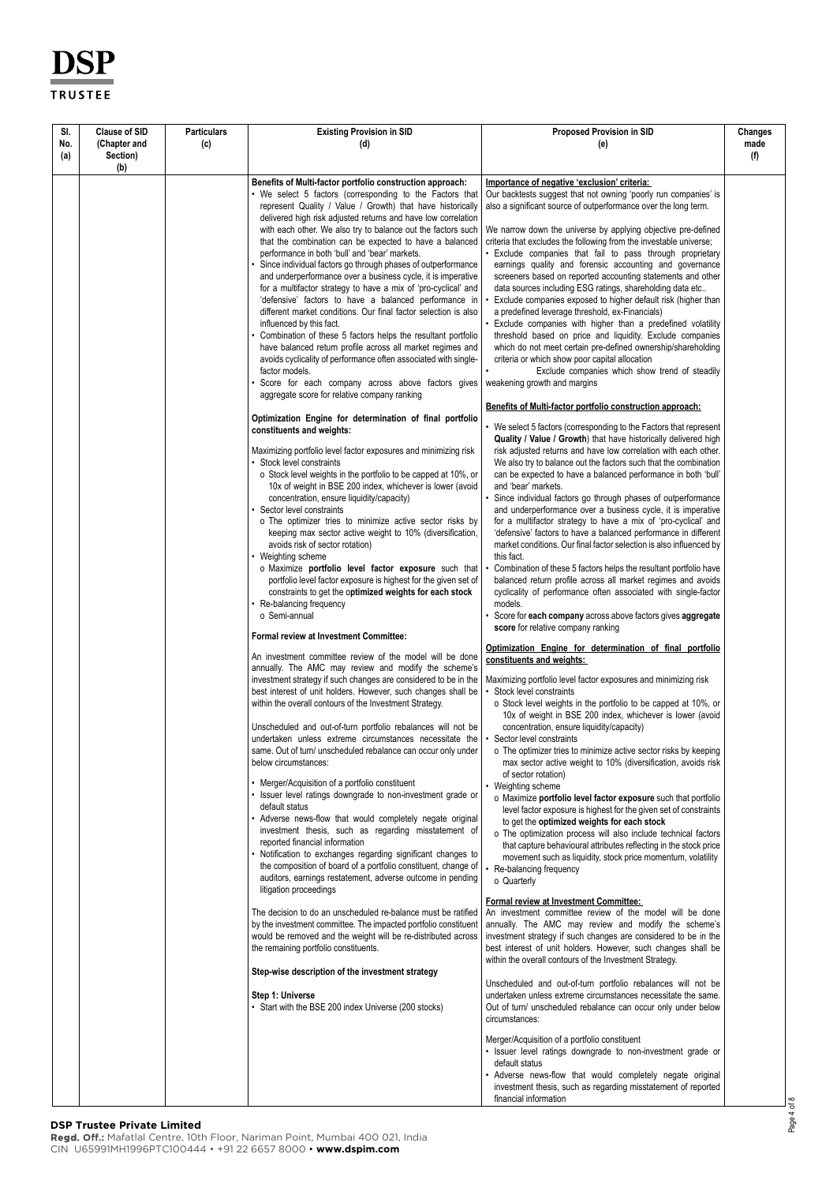| Sl. No. (a) | Clause of SID (Chapter and Section) (b) | Particulars (c) | Existing Provision in SID (d) | Proposed Provision in SID (e) | Changes made (f) |
|---|---|---|---|---|---|
| | | | **Benefits of Multi-factor portfolio construction approach:**<br>• We select 5 factors (corresponding to the Factors that represent Quality / Value / Growth) that have historically delivered high risk adjusted returns and have low correlation with each other. We also try to balance out the factors such that the combination can be expected to have a balanced performance in both 'bull' and 'bear' markets.<br>• Since individual factors go through phases of outperformance and underperformance over a business cycle, it is imperative for a multifactor strategy to have a mix of 'pro-cyclical' and 'defensive' factors to have a balanced performance in different market conditions. Our final factor selection is also influenced by this fact.<br>• Combination of these 5 factors helps the resultant portfolio have balanced return profile across all market regimes and avoids cyclicality of performance often associated with single-factor models.<br>• Score for each company across above factors gives aggregate score for relative company ranking<br><br>**Optimization Engine for determination of final portfolio constituents and weights:**<br><br>Maximizing portfolio level factor exposures and minimizing risk<br>• Stock level constraints<br>o Stock level weights in the portfolio to be capped at 10%, or 10x of weight in BSE 200 index, whichever is lower (avoid concentration, ensure liquidity/capacity)<br>• Sector level constraints<br>o The optimizer tries to minimize active sector risks by keeping max sector active weight to 10% (diversification, avoids risk of sector rotation)<br>• Weighting scheme<br>o Maximize **portfolio level factor exposure** such that portfolio level factor exposure is highest for the given set of constraints to get the o**ptimized weights for each stock**<br>• Re-balancing frequency<br>o Semi-annual<br><br>**Formal review at Investment Committee:**<br><br>An investment committee review of the model will be done annually. The AMC may review and modify the scheme's investment strategy if such changes are considered to be in the best interest of unit holders. However, such changes shall be within the overall contours of the Investment Strategy.<br><br>Unscheduled and out-of-turn portfolio rebalances will not be undertaken unless extreme circumstances necessitate the same. Out of turn/ unscheduled rebalance can occur only under below circumstances:<br><br>• Merger/Acquisition of a portfolio constituent<br>• Issuer level ratings downgrade to non-investment grade or default status<br>• Adverse news-flow that would completely negate original investment thesis, such as regarding misstatement of reported financial information<br>• Notification to exchanges regarding significant changes to the composition of board of a portfolio constituent, change of auditors, earnings restatement, adverse outcome in pending litigation proceedings<br><br>The decision to do an unscheduled re-balance must be ratified by the investment committee. The impacted portfolio constituent would be removed and the weight will be re-distributed across the remaining portfolio constituents.<br><br>**Step-wise description of the investment strategy**<br><br>**Step 1: Universe**<br>• Start with the BSE 200 index Universe (200 stocks) | **Importance of negative 'exclusion' criteria:**<br>Our backtests suggest that not owning 'poorly run companies' is also a significant source of outperformance over the long term.<br><br>We narrow down the universe by applying objective pre-defined criteria that excludes the following from the investable universe;<br>• Exclude companies that fail to pass through proprietary earnings quality and forensic accounting and governance screeners based on reported accounting statements and other data sources including ESG ratings, shareholding data etc..<br>• Exclude companies exposed to higher default risk (higher than a predefined leverage threshold, ex-Financials)<br>• Exclude companies with higher than a predefined volatility threshold based on price and liquidity. Exclude companies which do not meet certain pre-defined ownership/shareholding criteria or which show poor capital allocation<br>• Exclude companies which show trend of steadily weakening growth and margins<br><br>**Benefits of Multi-factor portfolio construction approach:**<br><br>• We select 5 factors (corresponding to the Factors that represent **Quality / Value / Growth**) that have historically delivered high risk adjusted returns and have low correlation with each other. We also try to balance out the factors such that the combination can be expected to have a balanced performance in both 'bull' and 'bear' markets.<br>• Since individual factors go through phases of outperformance and underperformance over a business cycle, it is imperative for a multifactor strategy to have a mix of 'pro-cyclical' and 'defensive' factors to have a balanced performance in different market conditions. Our final factor selection is also influenced by this fact.<br>• Combination of these 5 factors helps the resultant portfolio have balanced return profile across all market regimes and avoids cyclicality of performance often associated with single-factor models.<br>• Score for **each company** across above factors gives **aggregate score** for relative company ranking<br><br>**Optimization Engine for determination of final portfolio constituents and weights:**<br><br>Maximizing portfolio level factor exposures and minimizing risk<br>• Stock level constraints<br>o Stock level weights in the portfolio to be capped at 10%, or 10x of weight in BSE 200 index, whichever is lower (avoid concentration, ensure liquidity/capacity)<br>• Sector level constraints<br>o The optimizer tries to minimize active sector risks by keeping max sector active weight to 10% (diversification, avoids risk of sector rotation)<br>• Weighting scheme<br>o Maximize **portfolio level factor exposure** such that portfolio level factor exposure is highest for the given set of constraints to get the **optimized weights for each stock**<br>o The optimization process will also include technical factors that capture behavioural attributes reflecting in the stock price movement such as liquidity, stock price momentum, volatility<br>• Re-balancing frequency<br>o Quarterly<br><br>**Formal review at Investment Committee:**<br>An investment committee review of the model will be done annually. The AMC may review and modify the scheme's investment strategy if such changes are considered to be in the best interest of unit holders. However, such changes shall be within the overall contours of the Investment Strategy.<br><br>Unscheduled and out-of-turn portfolio rebalances will not be undertaken unless extreme circumstances necessitate the same. Out of turn/ unscheduled rebalance can occur only under below circumstances:<br><br>Merger/Acquisition of a portfolio constituent<br>• Issuer level ratings downgrade to non-investment grade or default status<br>• Adverse news-flow that would completely negate original investment thesis, such as regarding misstatement of reported financial information | |

**DSP Trustee Private Limited**
**Regd. Off.:** Mafatlal Centre, 10th Floor, Nariman Point, Mumbai 400 021, India
CIN U65991MH1996PTC100444 • +91 22 6657 8000 • **www.dspim.com**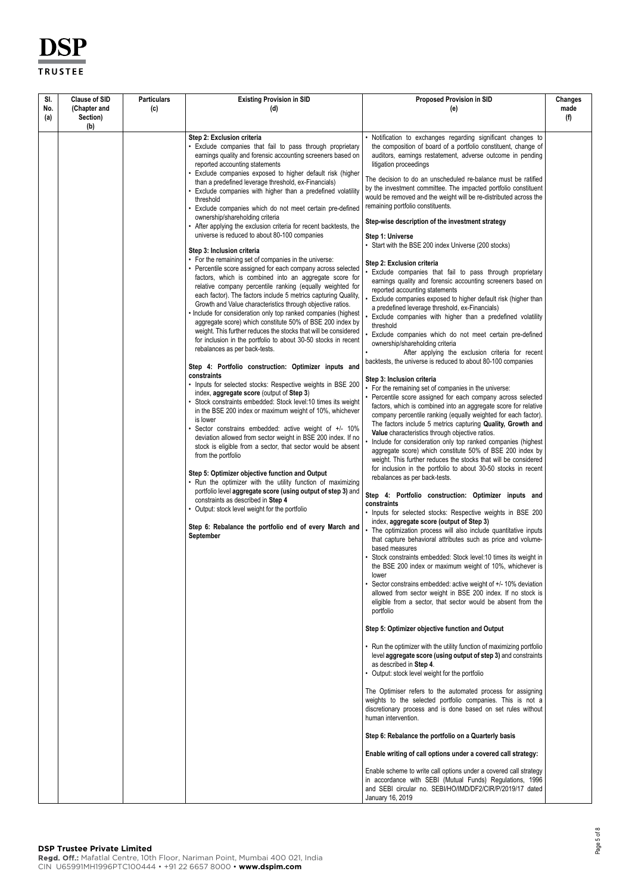| Sl. No. (a) | Clause of SID (Chapter and Section) (b) | Particulars (c) | Existing Provision in SID (d) | Proposed Provision in SID (e) | Changes made (f) |
|---|---|---|---|---|---|
| | | | **Step 2: Exclusion criteria**<br>• Exclude companies that fail to pass through proprietary earnings quality and forensic accounting screeners based on reported accounting statements<br>• Exclude companies exposed to higher default risk (higher than a predefined leverage threshold, ex-Financials)<br>• Exclude companies with higher than a predefined volatility threshold<br>• Exclude companies which do not meet certain pre-defined ownership/shareholding criteria<br>• After applying the exclusion criteria for recent backtests, the universe is reduced to about 80-100 companies<br><br>**Step 3: Inclusion criteria**<br>• For the remaining set of companies in the universe:<br>• Percentile score assigned for each company across selected factors, which is combined into an aggregate score for relative company percentile ranking (equally weighted for each factor). The factors include 5 metrics capturing Quality, Growth and Value characteristics through objective ratios.<br>• Include for consideration only top ranked companies (highest aggregate score) which constitute 50% of BSE 200 index by weight. This further reduces the stocks that will be considered for inclusion in the portfolio to about 30-50 stocks in recent rebalances as per back-tests.<br><br>**Step 4: Portfolio construction: Optimizer inputs and constraints**<br>• Inputs for selected stocks: Respective weights in BSE 200 index, **aggregate score** (output of **Step 3**)<br>• Stock constraints embedded: Stock level:10 times its weight in the BSE 200 index or maximum weight of 10%, whichever is lower<br>• Sector constrains embedded: active weight of +/- 10% deviation allowed from sector weight in BSE 200 index. If no stock is eligible from a sector, that sector would be absent from the portfolio<br><br>**Step 5: Optimizer objective function and Output**<br>• Run the optimizer with the utility function of maximizing portfolio level **aggregate score (using output of step 3)** and constraints as described in **Step 4**<br>• Output: stock level weight for the portfolio<br><br>**Step 6: Rebalance the portfolio end of every March and September** | • Notification to exchanges regarding significant changes to the composition of board of a portfolio constituent, change of auditors, earnings restatement, adverse outcome in pending litigation proceedings<br><br>The decision to do an unscheduled re-balance must be ratified by the investment committee. The impacted portfolio constituent would be removed and the weight will be re-distributed across the remaining portfolio constituents.<br><br>**Step-wise description of the investment strategy**<br><br>**Step 1: Universe**<br>• Start with the BSE 200 index Universe (200 stocks)<br><br>**Step 2: Exclusion criteria**<br>• Exclude companies that fail to pass through proprietary earnings quality and forensic accounting screeners based on reported accounting statements<br>• Exclude companies exposed to higher default risk (higher than a predefined leverage threshold, ex-Financials)<br>• Exclude companies with higher than a predefined volatility threshold<br>• Exclude companies which do not meet certain pre-defined ownership/shareholding criteria<br>• After applying the exclusion criteria for recent backtests, the universe is reduced to about 80-100 companies<br><br>**Step 3: Inclusion criteria**<br>• For the remaining set of companies in the universe:<br>• Percentile score assigned for each company across selected factors, which is combined into an aggregate score for relative company percentile ranking (equally weighted for each factor). The factors include 5 metrics capturing **Quality, Growth and Value** characteristics through objective ratios.<br>• Include for consideration only top ranked companies (highest aggregate score) which constitute 50% of BSE 200 index by weight. This further reduces the stocks that will be considered for inclusion in the portfolio to about 30-50 stocks in recent rebalances as per back-tests.<br><br>**Step 4: Portfolio construction: Optimizer inputs and constraints**<br>• Inputs for selected stocks: Respective weights in BSE 200 index, **aggregate score (output of Step 3)**<br>• The optimization process will also include quantitative inputs that capture behavioral attributes such as price and volume-based measures<br>• Stock constraints embedded: Stock level:10 times its weight in the BSE 200 index or maximum weight of 10%, whichever is lower<br>• Sector constrains embedded: active weight of +/- 10% deviation allowed from sector weight in BSE 200 index. If no stock is eligible from a sector, that sector would be absent from the portfolio<br><br>**Step 5: Optimizer objective function and Output**<br><br>• Run the optimizer with the utility function of maximizing portfolio level **aggregate score (using output of step 3)** and constraints as described in **Step 4**.<br>• Output: stock level weight for the portfolio<br><br>The Optimiser refers to the automated process for assigning weights to the selected portfolio companies. This is not a discretionary process and is done based on set rules without human intervention.<br><br>**Step 6: Rebalance the portfolio on a Quarterly basis**<br><br>**Enable writing of call options under a covered call strategy:**<br><br>Enable scheme to write call options under a covered call strategy in accordance with SEBI (Mutual Funds) Regulations, 1996 and SEBI circular no. SEBI/HO/IMD/DF2/CIR/P/2019/17 dated January 16, 2019 | |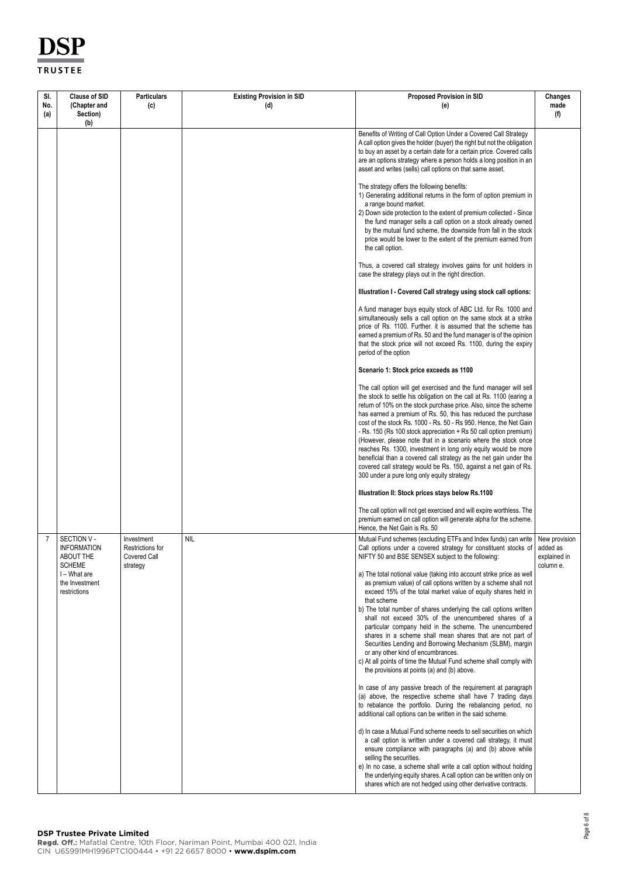**DSP TRUSTEE**

| Sl. No. (a) | Clause of SID (Chapter and Section) (b) | Particulars (c) | Existing Provision in SID (d) | Proposed Provision in SID (e) | Changes made (f) |
|---|---|---|---|---|---|
| | | | | Benefits of Writing of Call Option Under a Covered Call Strategy<br>A call option gives the holder (buyer) the right but not the obligation to buy an asset by a certain date for a certain price. Covered calls are an options strategy where a person holds a long position in an asset and writes (sells) call options on that same asset.<br><br>The strategy offers the following benefits:<br>1) Generating additional returns in the form of option premium in a range bound market.<br>2) Down side protection to the extent of premium collected - Since the fund manager sells a call option on a stock already owned by the mutual fund scheme, the downside from fall in the stock price would be lower to the extent of the premium earned from the call option.<br><br>Thus, a covered call strategy involves gains for unit holders in case the strategy plays out in the right direction.<br><br>**Illustration I - Covered Call strategy using stock call options:**<br><br>A fund manager buys equity stock of ABC Ltd. for Rs. 1000 and simultaneously sells a call option on the same stock at a strike price of Rs. 1100. Further. it is assumed that the scheme has earned a premium of Rs. 50 and the fund manager is of the opinion that the stock price will not exceed Rs. 1100, during the expiry period of the option<br><br>**Scenario 1: Stock price exceeds as 1100**<br><br>The call option will get exercised and the fund manager will sell the stock to settle his obligation on the call at Rs. 1100 (earing a return of 10% on the stock purchase price. Also, since the scheme has earned a premium of Rs. 50, this has reduced the purchase cost of the stock Rs. 1000 - Rs. 50 - Rs 950. Hence, the Net Gain - Rs. 150 (Rs 100 stock appreciation + Rs 50 call option premium) (However, please note that in a scenario where the stock once reaches Rs. 1300, investment in long only equity would be more beneficial than a covered call strategy as the net gain under the covered call strategy would be Rs. 150, against a net gain of Rs. 300 under a pure long only equity strategy<br><br>**Illustration II: Stock prices stays below Rs.1100**<br><br>The call option will not get exercised and will expire worthless. The premium earned on call option will generate alpha for the scheme. Hence, the Net Gain is Rs. 50 | |
| 7 | SECTION V - INFORMATION ABOUT THE SCHEME<br>I – What are the Investment restrictions | Investment Restrictions for Covered Call strategy | NIL | Mutual Fund schemes (excluding ETFs and Index funds) can write Call options under a covered strategy for constituent stocks of NIFTY 50 and BSE SENSEX subject to the following:<br><br>a) The total notional value (taking into account strike price as well as premium value) of call options written by a scheme shall not exceed 15% of the total market value of equity shares held in that scheme<br>b) The total number of shares underlying the call options written shall not exceed 30% of the unencumbered shares of a particular company held in the scheme. The unencumbered shares in a scheme shall mean shares that are not part of Securities Lending and Borrowing Mechanism (SLBM), margin or any other kind of encumbrances.<br>c) At all points of time the Mutual Fund scheme shall comply with the provisions at points (a) and (b) above.<br><br>In case of any passive breach of the requirement at paragraph (a) above, the respective scheme shall have 7 trading days to rebalance the portfolio. During the rebalancing period, no additional call options can be written in the said scheme.<br><br>d) In case a Mutual Fund scheme needs to sell securities on which a call option is written under a covered call strategy, it must ensure compliance with paragraphs (a) and (b) above while selling the securities.<br>e) In no case, a scheme shall write a call option without holding the underlying equity shares. A call option can be written only on shares which are not hedged using other derivative contracts. | New provision added as explained in column e. |

**DSP Trustee Private Limited**
**Regd. Off.:** Mafatlal Centre, 10th Floor, Nariman Point, Mumbai 400 021, India
CIN U65991MH1996PTC100444 • +91 22 6657 8000 • **www.dspim.com**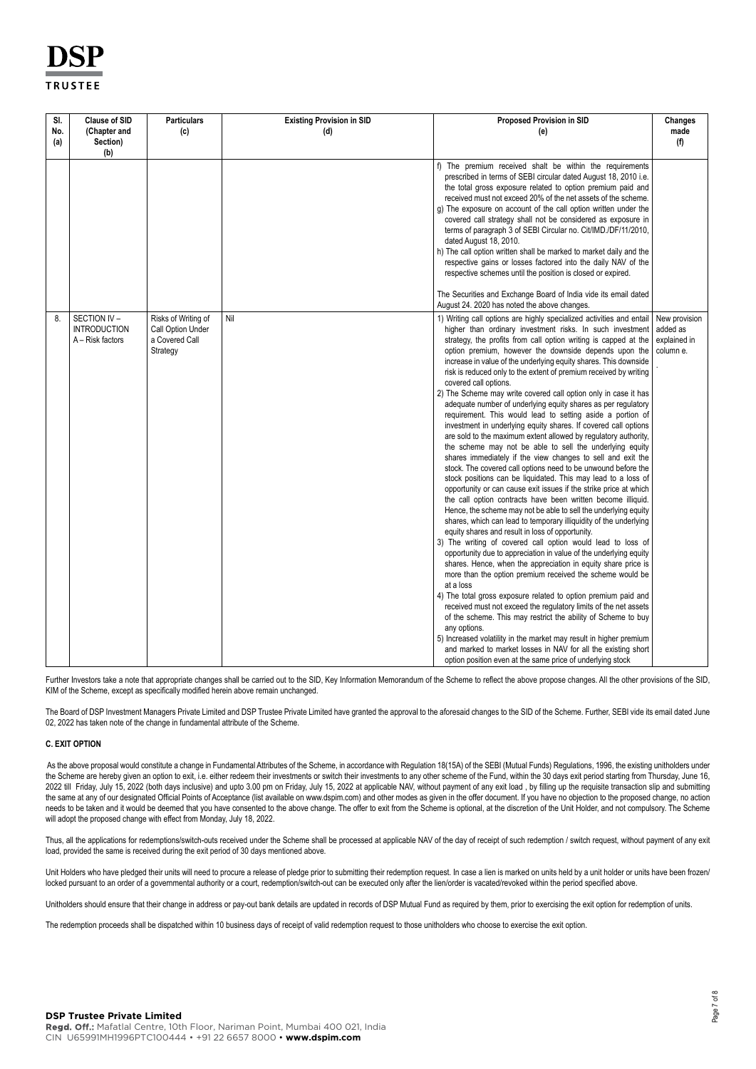| Sl. No. (a) | Clause of SID (Chapter and Section) (b) | Particulars (c) | Existing Provision in SID (d) | Proposed Provision in SID (e) | Changes made (f) |
|---|---|---|---|---|---|
| | | | | f) The premium received shall be within the requirements prescribed in terms of SEBI circular dated August 18, 2010 i.e. the total gross exposure related to option premium paid and received must not exceed 20% of the net assets of the scheme.<br>g) The exposure on account of the call option written under the covered call strategy shall not be considered as exposure in terms of paragraph 3 of SEBI Circular no. Cit/IMD./DF/11/2010, dated August 18, 2010.<br>h) The call option written shall be marked to market daily and the respective gains or losses factored into the daily NAV of the respective schemes until the position is closed or expired.<br><br>The Securities and Exchange Board of India vide its email dated August 24. 2020 has noted the above changes. | |
| 8. | SECTION IV – INTRODUCTION A – Risk factors | Risks of Writing of Call Option Under a Covered Call Strategy | Nil | 1) Writing call options are highly specialized activities and entail higher than ordinary investment risks. In such investment strategy, the profits from call option writing is capped at the option premium, however the downside depends upon the increase in value of the underlying equity shares. This downside risk is reduced only to the extent of premium received by writing covered call options.<br>2) The Scheme may write covered call option only in case it has adequate number of underlying equity shares as per regulatory requirement. This would lead to setting aside a portion of investment in underlying equity shares. If covered call options are sold to the maximum extent allowed by regulatory authority, the scheme may not be able to sell the underlying equity shares immediately if the view changes to sell and exit the stock. The covered call options need to be unwound before the stock positions can be liquidated. This may lead to a loss of opportunity or can cause exit issues if the strike price at which the call option contracts have been written become illiquid. Hence, the scheme may not be able to sell the underlying equity shares, which can lead to temporary illiquidity of the underlying equity shares and result in loss of opportunity.<br>3) The writing of covered call option would lead to loss of opportunity due to appreciation in value of the underlying equity shares. Hence, when the appreciation in equity share price is more than the option premium received the scheme would be at a loss<br>4) The total gross exposure related to option premium paid and received must not exceed the regulatory limits of the net assets of the scheme. This may restrict the ability of Scheme to buy any options.<br>5) Increased volatility in the market may result in higher premium and marked to market losses in NAV for all the existing short option position even at the same price of underlying stock | New provision added as explained in column e. |

Further Investors take a note that appropriate changes shall be carried out to the SID, Key Information Memorandum of the Scheme to reflect the above propose changes. All the other provisions of the SID, KIM of the Scheme, except as specifically modified herein above remain unchanged.

The Board of DSP Investment Managers Private Limited and DSP Trustee Private Limited have granted the approval to the aforesaid changes to the SID of the Scheme. Further, SEBI vide its email dated June 02, 2022 has taken note of the change in fundamental attribute of the Scheme.

**C. EXIT OPTION**

As the above proposal would constitute a change in Fundamental Attributes of the Scheme, in accordance with Regulation 18(15A) of the SEBI (Mutual Funds) Regulations, 1996, the existing unitholders under the Scheme are hereby given an option to exit, i.e. either redeem their investments or switch their investments to any other scheme of the Fund, within the 30 days exit period starting from Thursday, June 16, 2022 till Friday, July 15, 2022 (both days inclusive) and upto 3.00 pm on Friday, July 15, 2022 at applicable NAV, without payment of any exit load , by filling up the requisite transaction slip and submitting the same at any of our designated Official Points of Acceptance (list available on www.dspim.com) and other modes as given in the offer document. If you have no objection to the proposed change, no action needs to be taken and it would be deemed that you have consented to the above change. The offer to exit from the Scheme is optional, at the discretion of the Unit Holder, and not compulsory. The Scheme will adopt the proposed change with effect from Monday, July 18, 2022.

Thus, all the applications for redemptions/switch-outs received under the Scheme shall be processed at applicable NAV of the day of receipt of such redemption / switch request, without payment of any exit load, provided the same is received during the exit period of 30 days mentioned above.

Unit Holders who have pledged their units will need to procure a release of pledge prior to submitting their redemption request. In case a lien is marked on units held by a unit holder or units have been frozen/ locked pursuant to an order of a governmental authority or a court, redemption/switch-out can be executed only after the lien/order is vacated/revoked within the period specified above.

Unitholders should ensure that their change in address or pay-out bank details are updated in records of DSP Mutual Fund as required by them, prior to exercising the exit option for redemption of units.

The redemption proceeds shall be dispatched within 10 business days of receipt of valid redemption request to those unitholders who choose to exercise the exit option.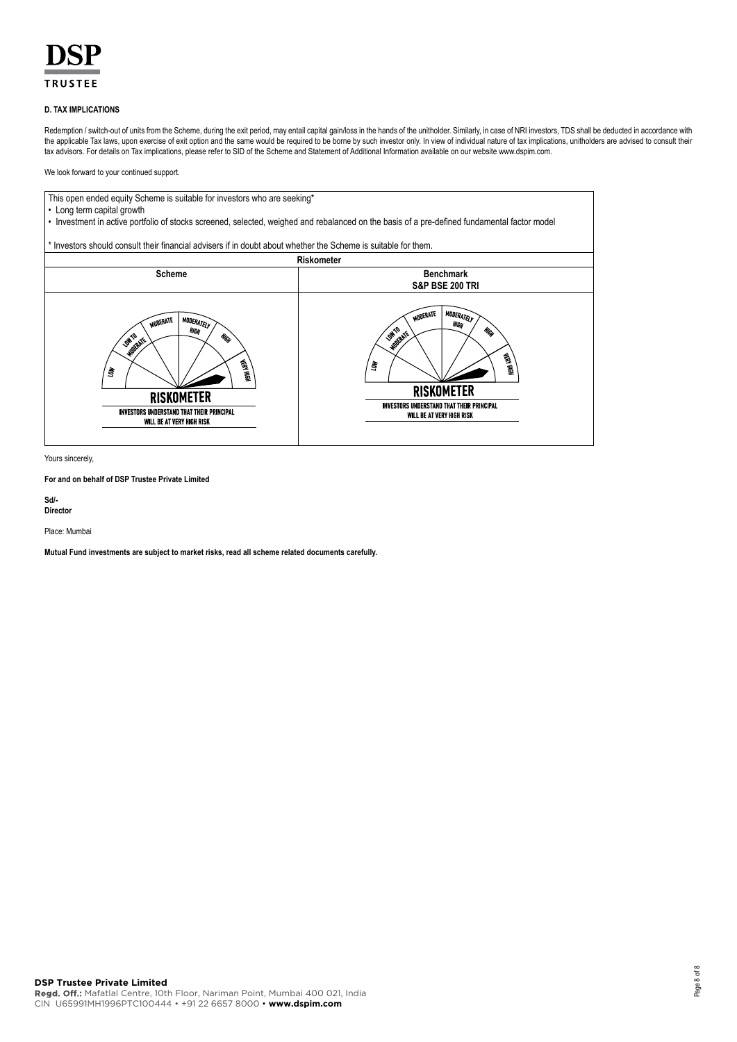**D. TAX IMPLICATIONS**

Redemption / switch-out of units from the Scheme, during the exit period, may entail capital gain/loss in the hands of the unitholder. Similarly, in case of NRI investors, TDS shall be deducted in accordance with the applicable Tax laws, upon exercise of exit option and the same would be required to be borne by such investor only. In view of individual nature of tax implications, unitholders are advised to consult their tax advisors. For details on Tax implications, please refer to SID of the Scheme and Statement of Additional Information available on our website www.dspim.com.

We look forward to your continued support.

This open ended equity Scheme is suitable for investors who are seeking*

- Long term capital growth
- Investment in active portfolio of stocks screened, selected, weighed and rebalanced on the basis of a pre-defined fundamental factor model

\* Investors should consult their financial advisers if in doubt about whether the Scheme is suitable for them.

**Riskometer**

| **Scheme** | **Benchmark S&P BSE 200 TRI** |
|---|---|
| LOW, LOW TO MODERATE, MODERATE, MODERATELY HIGH, HIGH, VERY HIGH<br>RISKOMETER<br>INVESTORS UNDERSTAND THAT THEIR PRINCIPAL WILL BE AT VERY HIGH RISK | LOW, LOW TO MODERATE, MODERATE, MODERATELY HIGH, HIGH, VERY HIGH<br>RISKOMETER<br>INVESTORS UNDERSTAND THAT THEIR PRINCIPAL WILL BE AT VERY HIGH RISK |

Yours sincerely,

**For and on behalf of DSP Trustee Private Limited**

**Sd/-**
**Director**

Place: Mumbai

**Mutual Fund investments are subject to market risks, read all scheme related documents carefully.**

**DSP Trustee Private Limited**
**Regd. Off.:** Mafatlal Centre, 10th Floor, Nariman Point, Mumbai 400 021, India
CIN U65991MH1996PTC100444 • +91 22 6657 8000 • **www.dspim.com**